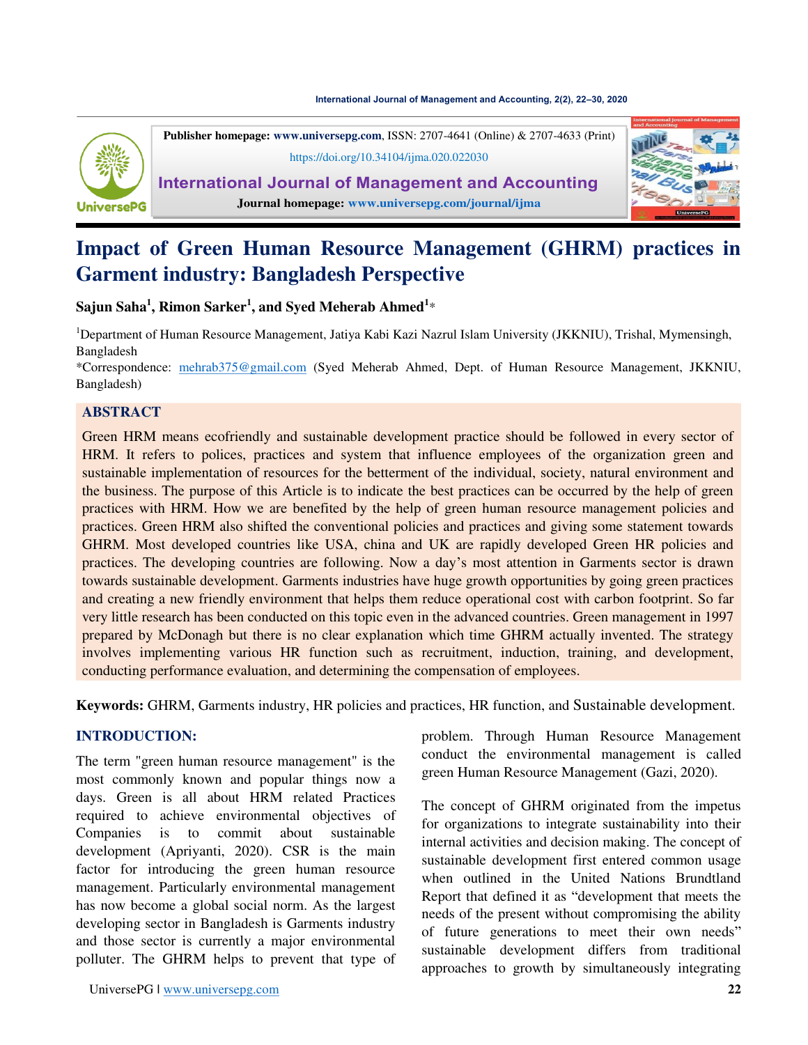Publisher homepage: **www.universepg.com**, ISSN: 2707-4641 (Online) & 2707-4633 (Print)

https://doi.org/10.34104/ijma.020.022030

**International Journal of Management and Accounting**

**Journal homepage: www.universepg.com/journal/ijma**

# Impact of Green Human Resource Management (GHRM) practices in Garment industry: Bangladesh Perspective

**Sajun Saha[1], Rimon Sarker[1], and Syed Meherab Ahmed[1]***

[1]Department of Human Resource Management, Jatiya Kabi Kazi Nazrul Islam University (JKKNIU), Trishal, Mymensingh, Bangladesh

*Correspondence: mehrab375@gmail.com (Syed Meherab Ahmed, Dept. of Human Resource Management, JKKNIU, Bangladesh)

## ABSTRACT

Green HRM means ecofriendly and sustainable development practice should be followed in every sector of HRM. It refers to polices, practices and system that influence employees of the organization green and sustainable implementation of resources for the betterment of the individual, society, natural environment and the business. The purpose of this Article is to indicate the best practices can be occurred by the help of green practices with HRM. How we are benefited by the help of green human resource management policies and practices. Green HRM also shifted the conventional policies and practices and giving some statement towards GHRM. Most developed countries like USA, china and UK are rapidly developed Green HR policies and practices. The developing countries are following. Now a day's most attention in Garments sector is drawn towards sustainable development. Garments industries have huge growth opportunities by going green practices and creating a new friendly environment that helps them reduce operational cost with carbon footprint. So far very little research has been conducted on this topic even in the advanced countries. Green management in 1997 prepared by McDonagh but there is no clear explanation which time GHRM actually invented. The strategy involves implementing various HR function such as recruitment, induction, training, and development, conducting performance evaluation, and determining the compensation of employees.

**Keywords:** GHRM, Garments industry, HR policies and practices, HR function, and Sustainable development.

## INTRODUCTION:

The term "green human resource management" is the most commonly known and popular things now a days. Green is all about HRM related Practices required to achieve environmental objectives of Companies is to commit about sustainable development (Apriyanti, 2020). CSR is the main factor for introducing the green human resource management. Particularly environmental management has now become a global social norm. As the largest developing sector in Bangladesh is Garments industry and those sector is currently a major environmental polluter. The GHRM helps to prevent that type of problem. Through Human Resource Management conduct the environmental management is called green Human Resource Management (Gazi, 2020).

The concept of GHRM originated from the impetus for organizations to integrate sustainability into their internal activities and decision making. The concept of sustainable development first entered common usage when outlined in the United Nations Brundtland Report that defined it as "development that meets the needs of the present without compromising the ability of future generations to meet their own needs" sustainable development differs from traditional approaches to growth by simultaneously integrating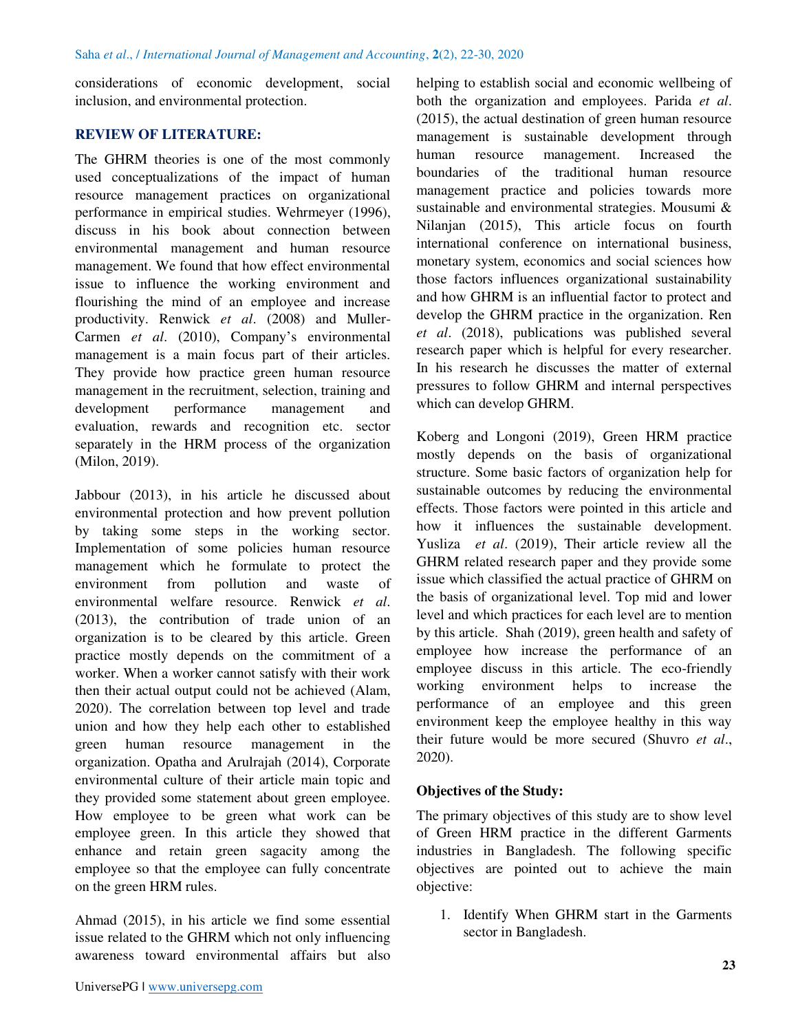considerations of economic development, social inclusion, and environmental protection.

## REVIEW OF LITERATURE:

The GHRM theories is one of the most commonly used conceptualizations of the impact of human resource management practices on organizational performance in empirical studies. Wehrmeyer (1996), discuss in his book about connection between environmental management and human resource management. We found that how effect environmental issue to influence the working environment and flourishing the mind of an employee and increase productivity. Renwick *et al*. (2008) and Muller-Carmen *et al*. (2010), Company's environmental management is a main focus part of their articles. They provide how practice green human resource management in the recruitment, selection, training and development performance management and evaluation, rewards and recognition etc. sector separately in the HRM process of the organization (Milon, 2019).

Jabbour (2013), in his article he discussed about environmental protection and how prevent pollution by taking some steps in the working sector. Implementation of some policies human resource management which he formulate to protect the environment from pollution and waste of environmental welfare resource. Renwick *et al*. (2013), the contribution of trade union of an organization is to be cleared by this article. Green practice mostly depends on the commitment of a worker. When a worker cannot satisfy with their work then their actual output could not be achieved (Alam, 2020). The correlation between top level and trade union and how they help each other to established green human resource management in the organization. Opatha and Arulrajah (2014), Corporate environmental culture of their article main topic and they provided some statement about green employee. How employee to be green what work can be employee green. In this article they showed that enhance and retain green sagacity among the employee so that the employee can fully concentrate on the green HRM rules.

Ahmad (2015), in his article we find some essential issue related to the GHRM which not only influencing awareness toward environmental affairs but also helping to establish social and economic wellbeing of both the organization and employees. Parida *et al*. (2015), the actual destination of green human resource management is sustainable development through human resource management. Increased the boundaries of the traditional human resource management practice and policies towards more sustainable and environmental strategies. Mousumi & Nilanjan (2015), This article focus on fourth international conference on international business, monetary system, economics and social sciences how those factors influences organizational sustainability and how GHRM is an influential factor to protect and develop the GHRM practice in the organization. Ren *et al*. (2018), publications was published several research paper which is helpful for every researcher. In his research he discusses the matter of external pressures to follow GHRM and internal perspectives which can develop GHRM.

Koberg and Longoni (2019), Green HRM practice mostly depends on the basis of organizational structure. Some basic factors of organization help for sustainable outcomes by reducing the environmental effects. Those factors were pointed in this article and how it influences the sustainable development. Yusliza *et al*. (2019), Their article review all the GHRM related research paper and they provide some issue which classified the actual practice of GHRM on the basis of organizational level. Top mid and lower level and which practices for each level are to mention by this article. Shah (2019), green health and safety of employee how increase the performance of an employee discuss in this article. The eco-friendly working environment helps to increase the performance of an employee and this green environment keep the employee healthy in this way their future would be more secured (Shuvro *et al*., 2020).

### Objectives of the Study:

The primary objectives of this study are to show level of Green HRM practice in the different Garments industries in Bangladesh. The following specific objectives are pointed out to achieve the main objective:

1. Identify When GHRM start in the Garments sector in Bangladesh.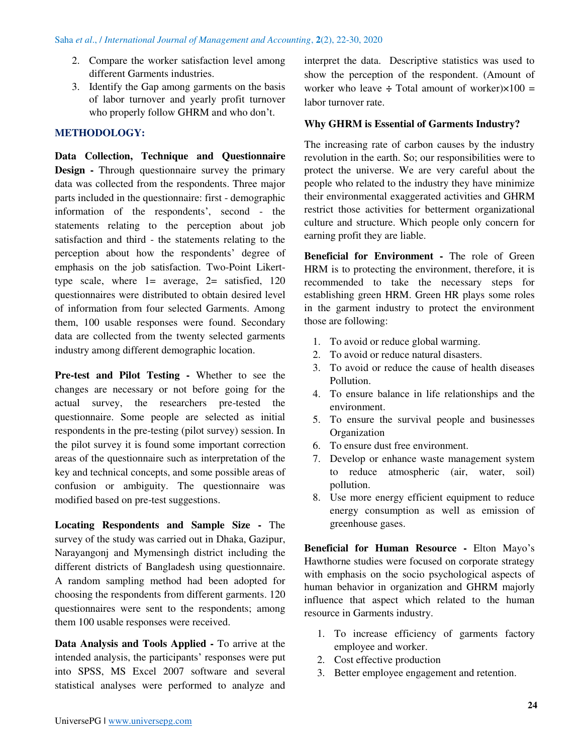2. Compare the worker satisfaction level among different Garments industries.
3. Identify the Gap among garments on the basis of labor turnover and yearly profit turnover who properly follow GHRM and who don't.

## METHODOLOGY:

**Data Collection, Technique and Questionnaire Design -** Through questionnaire survey the primary data was collected from the respondents. Three major parts included in the questionnaire: first - demographic information of the respondents', second - the statements relating to the perception about job satisfaction and third - the statements relating to the perception about how the respondents' degree of emphasis on the job satisfaction. Two-Point Likert-type scale, where 1= average, 2= satisfied, 120 questionnaires were distributed to obtain desired level of information from four selected Garments. Among them, 100 usable responses were found. Secondary data are collected from the twenty selected garments industry among different demographic location.

**Pre-test and Pilot Testing -** Whether to see the changes are necessary or not before going for the actual survey, the researchers pre-tested the questionnaire. Some people are selected as initial respondents in the pre-testing (pilot survey) session. In the pilot survey it is found some important correction areas of the questionnaire such as interpretation of the key and technical concepts, and some possible areas of confusion or ambiguity. The questionnaire was modified based on pre-test suggestions.

**Locating Respondents and Sample Size -** The survey of the study was carried out in Dhaka, Gazipur, Narayangonj and Mymensingh district including the different districts of Bangladesh using questionnaire. A random sampling method had been adopted for choosing the respondents from different garments. 120 questionnaires were sent to the respondents; among them 100 usable responses were received.

**Data Analysis and Tools Applied -** To arrive at the intended analysis, the participants' responses were put into SPSS, MS Excel 2007 software and several statistical analyses were performed to analyze and interpret the data. Descriptive statistics was used to show the perception of the respondent. (Amount of worker who leave ÷ Total amount of worker)×100 = labor turnover rate.

### Why GHRM is Essential of Garments Industry?

The increasing rate of carbon causes by the industry revolution in the earth. So; our responsibilities were to protect the universe. We are very careful about the people who related to the industry they have minimize their environmental exaggerated activities and GHRM restrict those activities for betterment organizational culture and structure. Which people only concern for earning profit they are liable.

**Beneficial for Environment -** The role of Green HRM is to protecting the environment, therefore, it is recommended to take the necessary steps for establishing green HRM. Green HR plays some roles in the garment industry to protect the environment those are following:

1. To avoid or reduce global warming.
2. To avoid or reduce natural disasters.
3. To avoid or reduce the cause of health diseases Pollution.
4. To ensure balance in life relationships and the environment.
5. To ensure the survival people and businesses Organization
6. To ensure dust free environment.
7. Develop or enhance waste management system to reduce atmospheric (air, water, soil) pollution.
8. Use more energy efficient equipment to reduce energy consumption as well as emission of greenhouse gases.

**Beneficial for Human Resource -** Elton Mayo's Hawthorne studies were focused on corporate strategy with emphasis on the socio psychological aspects of human behavior in organization and GHRM majorly influence that aspect which related to the human resource in Garments industry.

1. To increase efficiency of garments factory employee and worker.
2. Cost effective production
3. Better employee engagement and retention.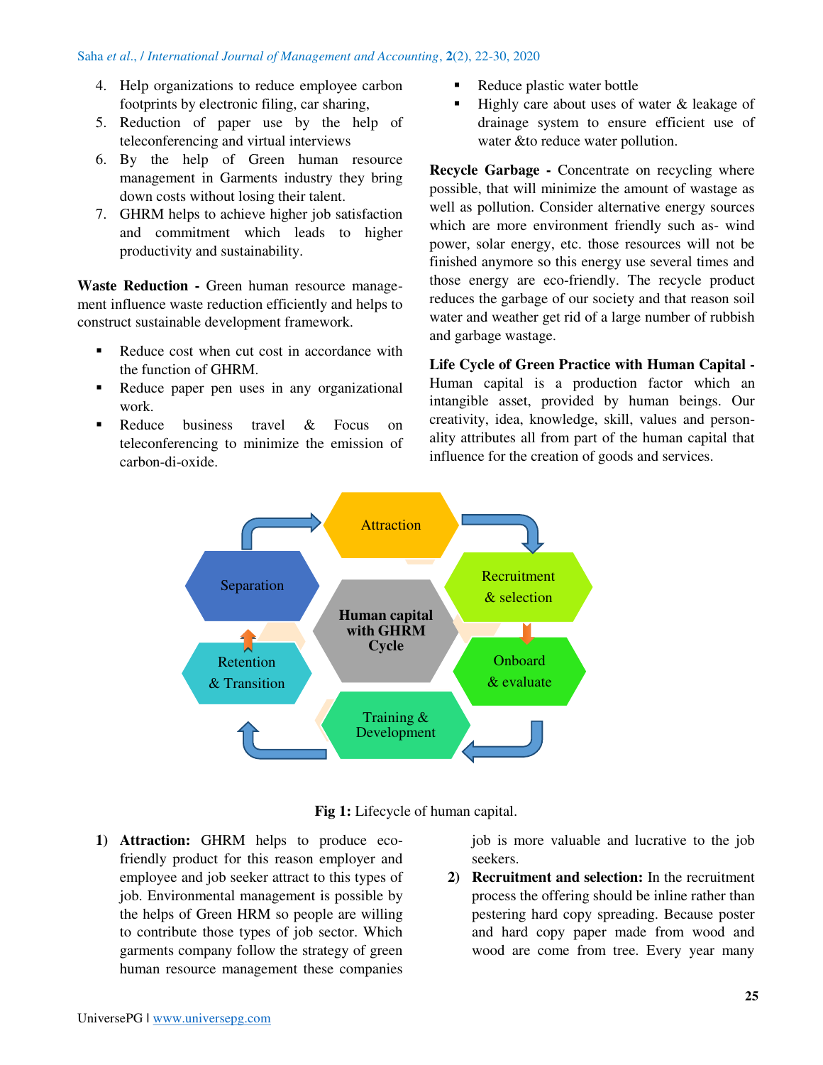4. Help organizations to reduce employee carbon footprints by electronic filing, car sharing,
5. Reduction of paper use by the help of teleconferencing and virtual interviews
6. By the help of Green human resource management in Garments industry they bring down costs without losing their talent.
7. GHRM helps to achieve higher job satisfaction and commitment which leads to higher productivity and sustainability.

**Waste Reduction -** Green human resource management influence waste reduction efficiently and helps to construct sustainable development framework.

- Reduce cost when cut cost in accordance with the function of GHRM.
- Reduce paper pen uses in any organizational work.
- Reduce business travel & Focus on teleconferencing to minimize the emission of carbon-di-oxide.
- Reduce plastic water bottle
- Highly care about uses of water & leakage of drainage system to ensure efficient use of water &to reduce water pollution.

**Recycle Garbage -** Concentrate on recycling where possible, that will minimize the amount of wastage as well as pollution. Consider alternative energy sources which are more environment friendly such as- wind power, solar energy, etc. those resources will not be finished anymore so this energy use several times and those energy are eco-friendly. The recycle product reduces the garbage of our society and that reason soil water and weather get rid of a large number of rubbish and garbage wastage.

**Life Cycle of Green Practice with Human Capital -** Human capital is a production factor which an intangible asset, provided by human beings. Our creativity, idea, knowledge, skill, values and personality attributes all from part of the human capital that influence for the creation of goods and services.

**Fig 1:** Lifecycle of human capital.

1) **Attraction:** GHRM helps to produce eco-friendly product for this reason employer and employee and job seeker attract to this types of job. Environmental management is possible by the helps of Green HRM so people are willing to contribute those types of job sector. Which garments company follow the strategy of green human resource management these companies job is more valuable and lucrative to the job seekers.
2) **Recruitment and selection:** In the recruitment process the offering should be inline rather than pestering hard copy spreading. Because poster and hard copy paper made from wood and wood are come from tree. Every year many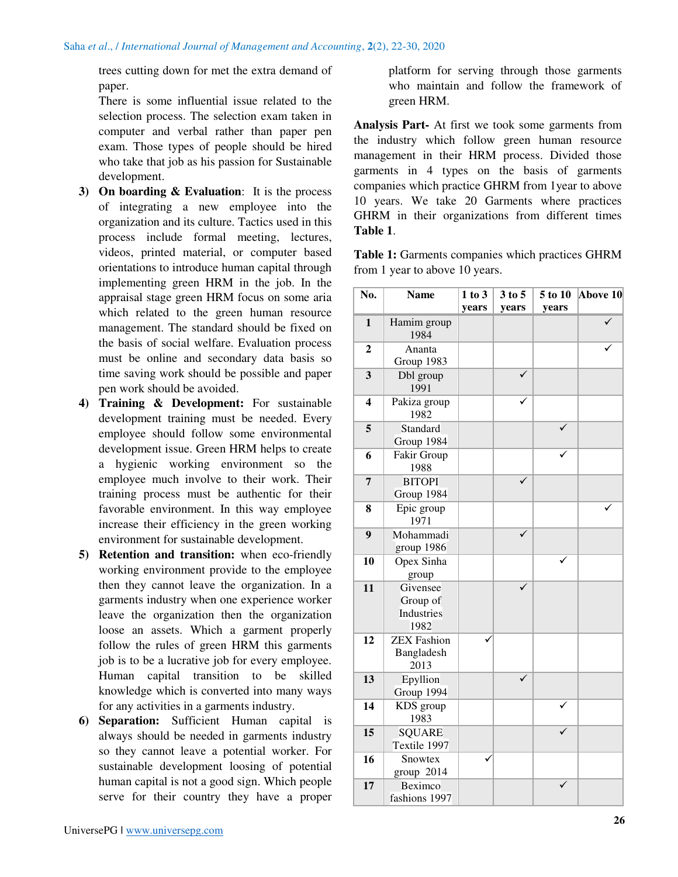trees cutting down for met the extra demand of paper.

There is some influential issue related to the selection process. The selection exam taken in computer and verbal rather than paper pen exam. Those types of people should be hired who take that job as his passion for Sustainable development.

3) **On boarding & Evaluation**: It is the process of integrating a new employee into the organization and its culture. Tactics used in this process include formal meeting, lectures, videos, printed material, or computer based orientations to introduce human capital through implementing green HRM in the job. In the appraisal stage green HRM focus on some aria which related to the green human resource management. The standard should be fixed on the basis of social welfare. Evaluation process must be online and secondary data basis so time saving work should be possible and paper pen work should be avoided.

4) **Training & Development:** For sustainable development training must be needed. Every employee should follow some environmental development issue. Green HRM helps to create a hygienic working environment so the employee much involve to their work. Their training process must be authentic for their favorable environment. In this way employee increase their efficiency in the green working environment for sustainable development.

5) **Retention and transition:** when eco-friendly working environment provide to the employee then they cannot leave the organization. In a garments industry when one experience worker leave the organization then the organization loose an assets. Which a garment properly follow the rules of green HRM this garments job is to be a lucrative job for every employee. Human capital transition to be skilled knowledge which is converted into many ways for any activities in a garments industry.

6) **Separation:** Sufficient Human capital is always should be needed in garments industry so they cannot leave a potential worker. For sustainable development loosing of potential human capital is not a good sign. Which people serve for their country they have a proper platform for serving through those garments who maintain and follow the framework of green HRM.

**Analysis Part-** At first we took some garments from the industry which follow green human resource management in their HRM process. Divided those garments in 4 types on the basis of garments companies which practice GHRM from 1year to above 10 years. We take 20 Garments where practices GHRM in their organizations from different times **Table 1**.

**Table 1:** Garments companies which practices GHRM from 1 year to above 10 years.

| No. | Name | 1 to 3 years | 3 to 5 years | 5 to 10 years | Above 10 |
|---|---|---|---|---|---|
| 1 | Hamim group 1984 | | | | ✓ |
| 2 | Ananta Group 1983 | | | | ✓ |
| 3 | Dbl group 1991 | | ✓ | | |
| 4 | Pakiza group 1982 | | ✓ | | |
| 5 | Standard Group 1984 | | | ✓ | |
| 6 | Fakir Group 1988 | | | ✓ | |
| 7 | BITOPI Group 1984 | | ✓ | | |
| 8 | Epic group 1971 | | | | ✓ |
| 9 | Mohammadi group 1986 | | ✓ | | |
| 10 | Opex Sinha group | | | ✓ | |
| 11 | Givensee Group of Industries 1982 | | ✓ | | |
| 12 | ZEX Fashion Bangladesh 2013 | ✓ | | | |
| 13 | Epyllion Group 1994 | | ✓ | | |
| 14 | KDS group 1983 | | | ✓ | |
| 15 | SQUARE Textile 1997 | | | ✓ | |
| 16 | Snowtex group 2014 | ✓ | | | |
| 17 | Beximco fashions 1997 | | | ✓ | |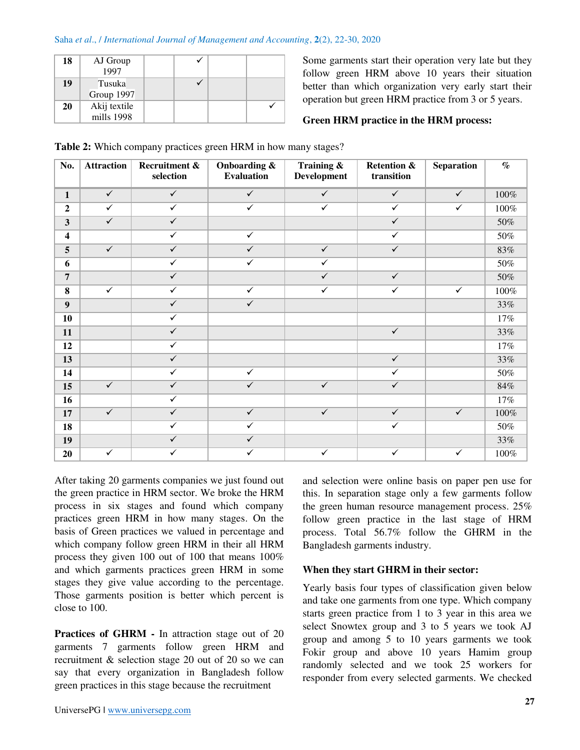| 18 | AJ Group 1997 | | ✓ | | |
|---|---|---|---|---|---|
| 19 | Tusuka Group 1997 | | ✓ | | |
| 20 | Akij textile mills 1998 | | | | ✓ |

Some garments start their operation very late but they follow green HRM above 10 years their situation better than which organization very early start their operation but green HRM practice from 3 or 5 years.

**Green HRM practice in the HRM process:**

**Table 2:** Which company practices green HRM in how many stages?

| No. | Attraction | Recruitment & selection | Onboarding & Evaluation | Training & Development | Retention & transition | Separation | % |
|---|---|---|---|---|---|---|---|
| **1** | ✓ | ✓ | ✓ | ✓ | ✓ | ✓ | 100% |
| **2** | ✓ | ✓ | ✓ | ✓ | ✓ | ✓ | 100% |
| **3** | ✓ | ✓ | | | ✓ | | 50% |
| **4** | | ✓ | ✓ | | ✓ | | 50% |
| **5** | ✓ | ✓ | ✓ | ✓ | ✓ | | 83% |
| **6** | | ✓ | ✓ | ✓ | | | 50% |
| **7** | | ✓ | | ✓ | ✓ | | 50% |
| **8** | ✓ | ✓ | ✓ | ✓ | ✓ | ✓ | 100% |
| **9** | | ✓ | ✓ | | | | 33% |
| **10** | | ✓ | | | | | 17% |
| **11** | | ✓ | | | ✓ | | 33% |
| **12** | | ✓ | | | | | 17% |
| **13** | | ✓ | | | ✓ | | 33% |
| **14** | | ✓ | ✓ | | ✓ | | 50% |
| **15** | ✓ | ✓ | ✓ | ✓ | ✓ | | 84% |
| **16** | | ✓ | | | | | 17% |
| **17** | ✓ | ✓ | ✓ | ✓ | ✓ | ✓ | 100% |
| **18** | | ✓ | ✓ | | ✓ | | 50% |
| **19** | | ✓ | ✓ | | | | 33% |
| **20** | ✓ | ✓ | ✓ | ✓ | ✓ | ✓ | 100% |

After taking 20 garments companies we just found out the green practice in HRM sector. We broke the HRM process in six stages and found which company practices green HRM in how many stages. On the basis of Green practices we valued in percentage and which company follow green HRM in their all HRM process they given 100 out of 100 that means 100% and which garments practices green HRM in some stages they give value according to the percentage. Those garments position is better which percent is close to 100.

**Practices of GHRM -** In attraction stage out of 20 garments 7 garments follow green HRM and recruitment & selection stage 20 out of 20 so we can say that every organization in Bangladesh follow green practices in this stage because the recruitment and selection were online basis on paper pen use for this. In separation stage only a few garments follow the green human resource management process. 25% follow green practice in the last stage of HRM process. Total 56.7% follow the GHRM in the Bangladesh garments industry.

**When they start GHRM in their sector:**

Yearly basis four types of classification given below and take one garments from one type. Which company starts green practice from 1 to 3 year in this area we select Snowtex group and 3 to 5 years we took AJ group and among 5 to 10 years garments we took Fokir group and above 10 years Hamim group randomly selected and we took 25 workers for responder from every selected garments. We checked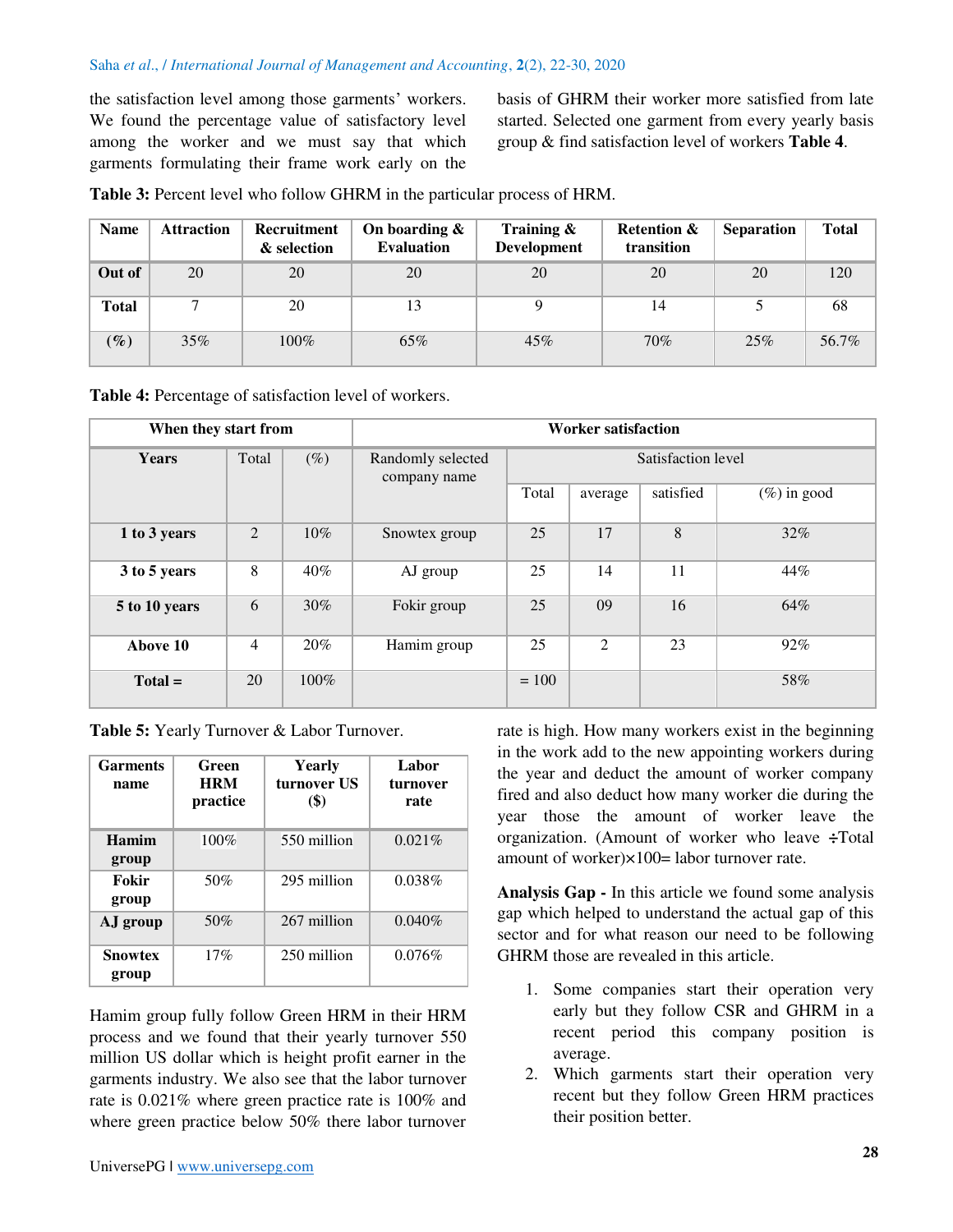the satisfaction level among those garments' workers. We found the percentage value of satisfactory level among the worker and we must say that which garments formulating their frame work early on the basis of GHRM their worker more satisfied from late started. Selected one garment from every yearly basis group & find satisfaction level of workers **Table 4**.

**Table 3:** Percent level who follow GHRM in the particular process of HRM.

| Name | Attraction | Recruitment & selection | On boarding & Evaluation | Training & Development | Retention & transition | Separation | Total |
|---|---|---|---|---|---|---|---|
| **Out of** | 20 | 20 | 20 | 20 | 20 | 20 | 120 |
| **Total** | 7 | 20 | 13 | 9 | 14 | 5 | 68 |
| **(%)** | 35% | 100% | 65% | 45% | 70% | 25% | 56.7% |

**Table 4:** Percentage of satisfaction level of workers.

| When they start from | | | Worker satisfaction | | | | |
|---|---|---|---|---|---|---|---|
| **Years** | Total | (%) | Randomly selected company name | Satisfaction level | | | |
| | | | | Total | average | satisfied | (%) in good |
| **1 to 3 years** | 2 | 10% | Snowtex group | 25 | 17 | 8 | 32% |
| **3 to 5 years** | 8 | 40% | AJ group | 25 | 14 | 11 | 44% |
| **5 to 10 years** | 6 | 30% | Fokir group | 25 | 09 | 16 | 64% |
| **Above 10** | 4 | 20% | Hamim group | 25 | 2 | 23 | 92% |
| **Total =** | 20 | 100% | | = 100 | | | 58% |

**Table 5:** Yearly Turnover & Labor Turnover.

| Garments name | Green HRM practice | Yearly turnover US ($) | Labor turnover rate |
|---|---|---|---|
| **Hamim group** | 100% | 550 million | 0.021% |
| **Fokir group** | 50% | 295 million | 0.038% |
| **AJ group** | 50% | 267 million | 0.040% |
| **Snowtex group** | 17% | 250 million | 0.076% |

Hamim group fully follow Green HRM in their HRM process and we found that their yearly turnover 550 million US dollar which is height profit earner in the garments industry. We also see that the labor turnover rate is 0.021% where green practice rate is 100% and where green practice below 50% there labor turnover rate is high. How many workers exist in the beginning in the work add to the new appointing workers during the year and deduct the amount of worker company fired and also deduct how many worker die during the year those the amount of worker leave the organization. (Amount of worker who leave ÷Total amount of worker)×100= labor turnover rate.

**Analysis Gap -** In this article we found some analysis gap which helped to understand the actual gap of this sector and for what reason our need to be following GHRM those are revealed in this article.

1. Some companies start their operation very early but they follow CSR and GHRM in a recent period this company position is average.
2. Which garments start their operation very recent but they follow Green HRM practices their position better.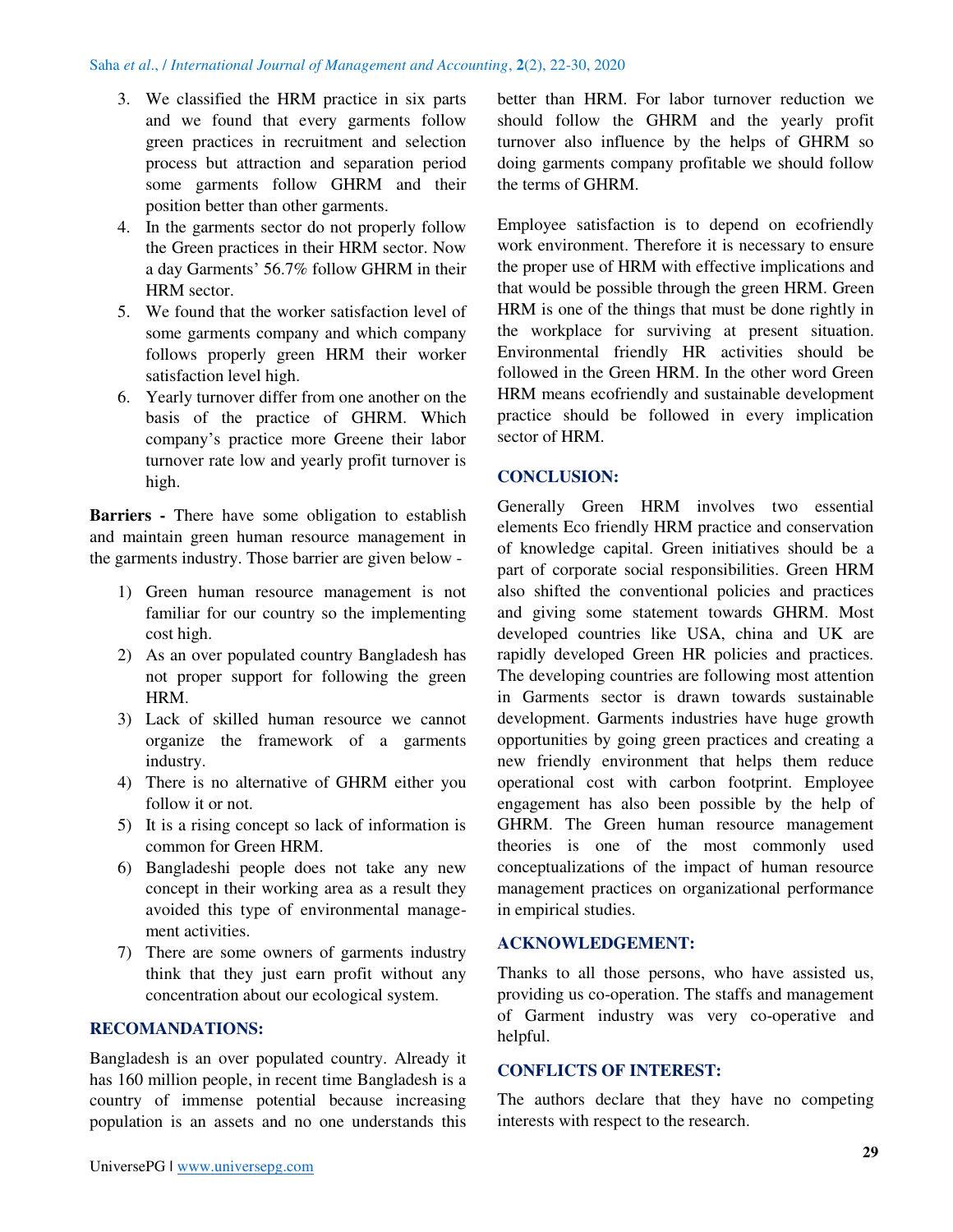3. We classified the HRM practice in six parts and we found that every garments follow green practices in recruitment and selection process but attraction and separation period some garments follow GHRM and their position better than other garments.
4. In the garments sector do not properly follow the Green practices in their HRM sector. Now a day Garments' 56.7% follow GHRM in their HRM sector.
5. We found that the worker satisfaction level of some garments company and which company follows properly green HRM their worker satisfaction level high.
6. Yearly turnover differ from one another on the basis of the practice of GHRM. Which company's practice more Greene their labor turnover rate low and yearly profit turnover is high.

**Barriers -** There have some obligation to establish and maintain green human resource management in the garments industry. Those barrier are given below -

1) Green human resource management is not familiar for our country so the implementing cost high.
2) As an over populated country Bangladesh has not proper support for following the green HRM.
3) Lack of skilled human resource we cannot organize the framework of a garments industry.
4) There is no alternative of GHRM either you follow it or not.
5) It is a rising concept so lack of information is common for Green HRM.
6) Bangladeshi people does not take any new concept in their working area as a result they avoided this type of environmental management activities.
7) There are some owners of garments industry think that they just earn profit without any concentration about our ecological system.

## RECOMANDATIONS:

Bangladesh is an over populated country. Already it has 160 million people, in recent time Bangladesh is a country of immense potential because increasing population is an assets and no one understands this better than HRM. For labor turnover reduction we should follow the GHRM and the yearly profit turnover also influence by the helps of GHRM so doing garments company profitable we should follow the terms of GHRM.

Employee satisfaction is to depend on ecofriendly work environment. Therefore it is necessary to ensure the proper use of HRM with effective implications and that would be possible through the green HRM. Green HRM is one of the things that must be done rightly in the workplace for surviving at present situation. Environmental friendly HR activities should be followed in the Green HRM. In the other word Green HRM means ecofriendly and sustainable development practice should be followed in every implication sector of HRM.

## CONCLUSION:

Generally Green HRM involves two essential elements Eco friendly HRM practice and conservation of knowledge capital. Green initiatives should be a part of corporate social responsibilities. Green HRM also shifted the conventional policies and practices and giving some statement towards GHRM. Most developed countries like USA, china and UK are rapidly developed Green HR policies and practices. The developing countries are following most attention in Garments sector is drawn towards sustainable development. Garments industries have huge growth opportunities by going green practices and creating a new friendly environment that helps them reduce operational cost with carbon footprint. Employee engagement has also been possible by the help of GHRM. The Green human resource management theories is one of the most commonly used conceptualizations of the impact of human resource management practices on organizational performance in empirical studies.

## ACKNOWLEDGEMENT:

Thanks to all those persons, who have assisted us, providing us co-operation. The staffs and management of Garment industry was very co-operative and helpful.

## CONFLICTS OF INTEREST:

The authors declare that they have no competing interests with respect to the research.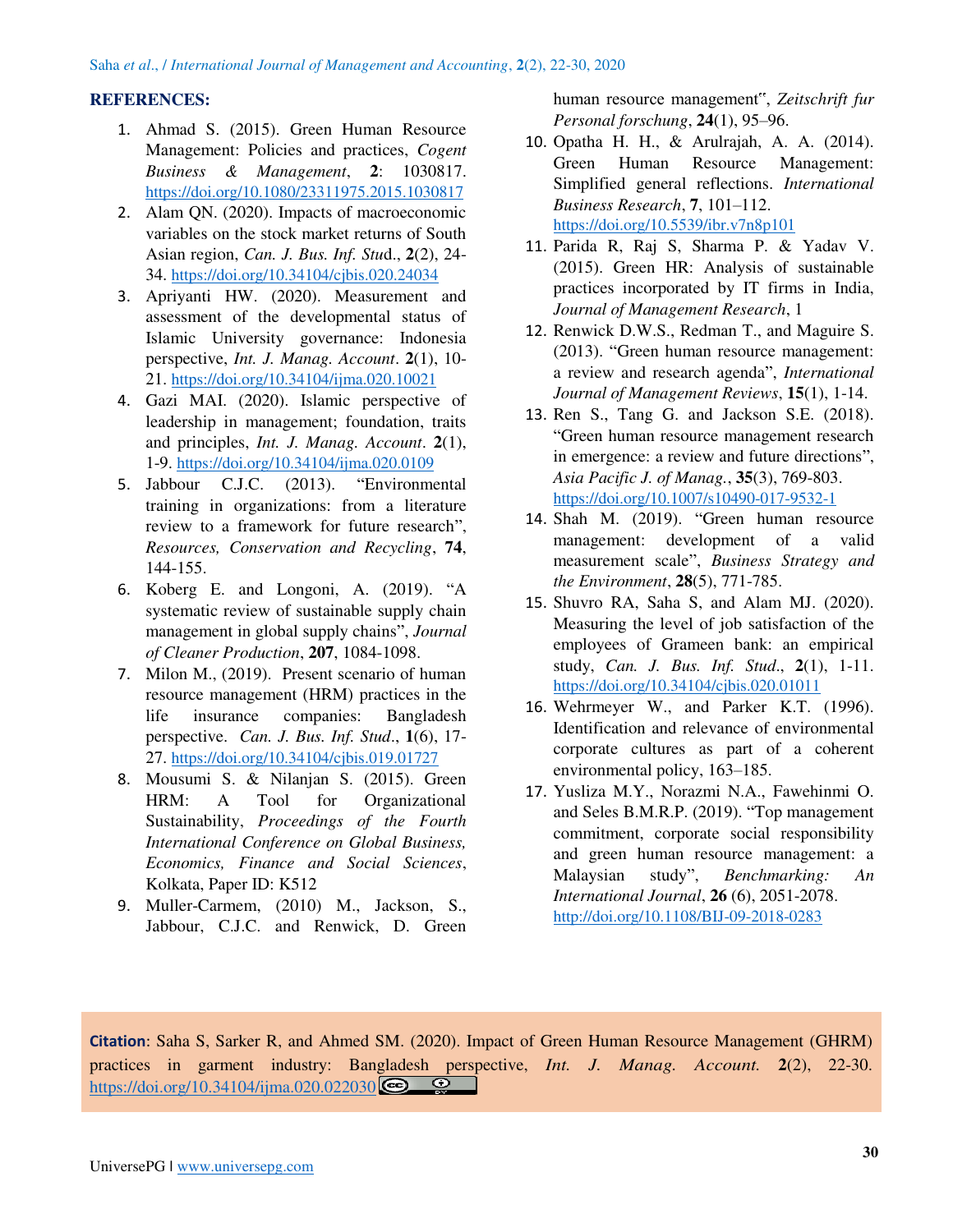**REFERENCES:**

1. Ahmad S. (2015). Green Human Resource Management: Policies and practices, *Cogent Business & Management*, **2**: 1030817. https://doi.org/10.1080/23311975.2015.1030817
2. Alam QN. (2020). Impacts of macroeconomic variables on the stock market returns of South Asian region, *Can. J. Bus. Inf. Stud.*, **2**(2), 24-34. https://doi.org/10.34104/cjbis.020.24034
3. Apriyanti HW. (2020). Measurement and assessment of the developmental status of Islamic University governance: Indonesia perspective, *Int. J. Manag. Account*. **2**(1), 10-21. https://doi.org/10.34104/ijma.020.10021
4. Gazi MAI. (2020). Islamic perspective of leadership in management; foundation, traits and principles, *Int. J. Manag. Account*. **2**(1), 1-9. https://doi.org/10.34104/ijma.020.0109
5. Jabbour C.J.C. (2013). "Environmental training in organizations: from a literature review to a framework for future research", *Resources, Conservation and Recycling*, **74**, 144-155.
6. Koberg E. and Longoni, A. (2019). "A systematic review of sustainable supply chain management in global supply chains", *Journal of Cleaner Production*, **207**, 1084-1098.
7. Milon M., (2019). Present scenario of human resource management (HRM) practices in the life insurance companies: Bangladesh perspective. *Can. J. Bus. Inf. Stud*., **1**(6), 17-27. https://doi.org/10.34104/cjbis.019.01727
8. Mousumi S. & Nilanjan S. (2015). Green HRM: A Tool for Organizational Sustainability, *Proceedings of the Fourth International Conference on Global Business, Economics, Finance and Social Sciences*, Kolkata, Paper ID: K512
9. Muller-Carmem, (2010) M., Jackson, S., Jabbour, C.J.C. and Renwick, D. Green human resource management", *Zeitschrift fur Personal forschung*, **24**(1), 95–96.
10. Opatha H. H., & Arulrajah, A. A. (2014). Green Human Resource Management: Simplified general reflections. *International Business Research*, **7**, 101–112. https://doi.org/10.5539/ibr.v7n8p101
11. Parida R, Raj S, Sharma P. & Yadav V. (2015). Green HR: Analysis of sustainable practices incorporated by IT firms in India, *Journal of Management Research*, 1
12. Renwick D.W.S., Redman T., and Maguire S. (2013). "Green human resource management: a review and research agenda", *International Journal of Management Reviews*, **15**(1), 1-14.
13. Ren S., Tang G. and Jackson S.E. (2018). "Green human resource management research in emergence: a review and future directions", *Asia Pacific J. of Manag.*, **35**(3), 769-803. https://doi.org/10.1007/s10490-017-9532-1
14. Shah M. (2019). "Green human resource management: development of a valid measurement scale", *Business Strategy and the Environment*, **28**(5), 771-785.
15. Shuvro RA, Saha S, and Alam MJ. (2020). Measuring the level of job satisfaction of the employees of Grameen bank: an empirical study, *Can. J. Bus. Inf. Stud*., **2**(1), 1-11. https://doi.org/10.34104/cjbis.020.01011
16. Wehrmeyer W., and Parker K.T. (1996). Identification and relevance of environmental corporate cultures as part of a coherent environmental policy, 163–185.
17. Yusliza M.Y., Norazmi N.A., Fawehinmi O. and Seles B.M.R.P. (2019). "Top management commitment, corporate social responsibility and green human resource management: a Malaysian study", *Benchmarking: An International Journal*, **26** (6), 2051-2078. http://doi.org/10.1108/BIJ-09-2018-0283

**Citation**: Saha S, Sarker R, and Ahmed SM. (2020). Impact of Green Human Resource Management (GHRM) practices in garment industry: Bangladesh perspective, *Int. J. Manag. Account.* **2**(2), 22-30. https://doi.org/10.34104/ijma.020.022030